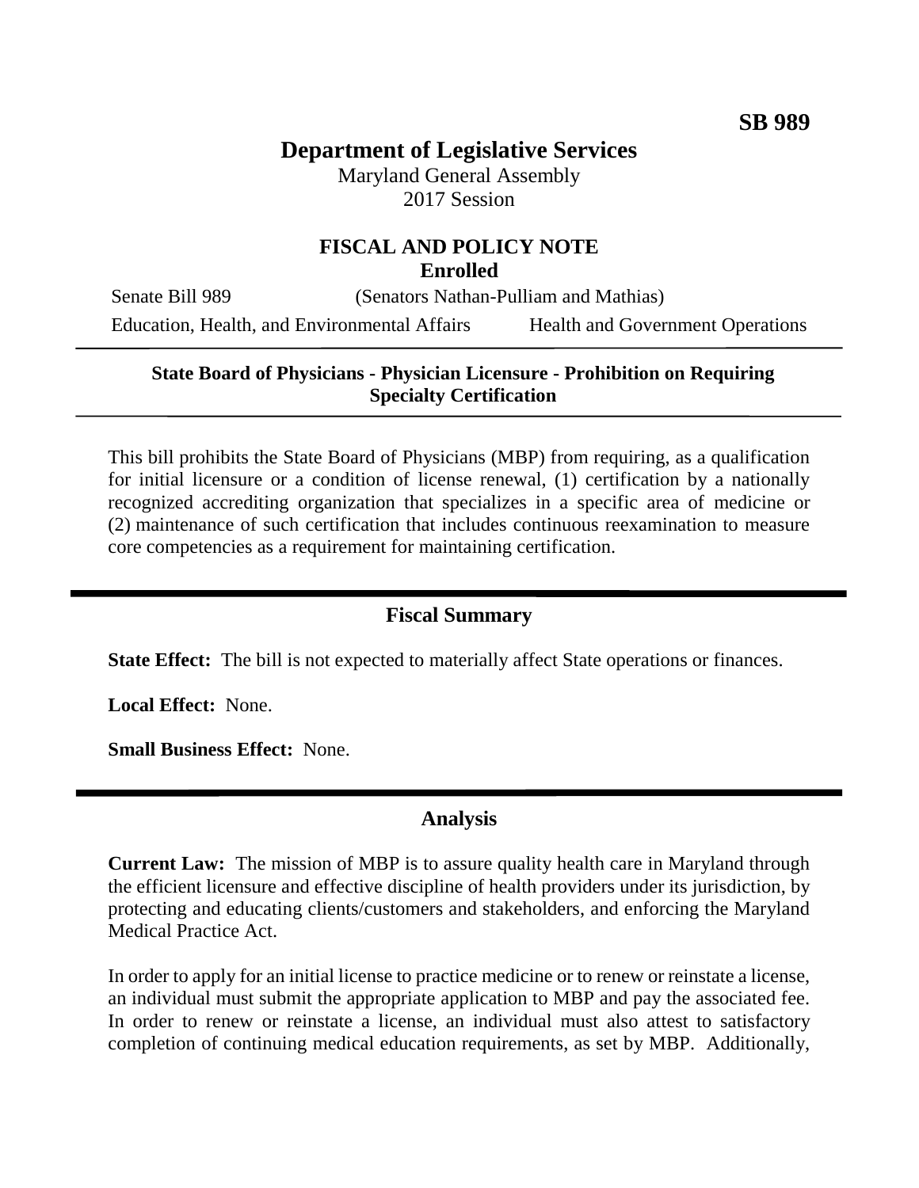**SB 989**

# Department of Legislative Services

Maryland General Assembly
2017 Session

## FISCAL AND POLICY NOTE
**Enrolled**

Senate Bill 989 (Senators Nathan-Pulliam and Mathias)

Education, Health, and Environmental Affairs Health and Government Operations

---

**State Board of Physicians - Physician Licensure - Prohibition on Requiring Specialty Certification**

---

This bill prohibits the State Board of Physicians (MBP) from requiring, as a qualification for initial licensure or a condition of license renewal, (1) certification by a nationally recognized accrediting organization that specializes in a specific area of medicine or (2) maintenance of such certification that includes continuous reexamination to measure core competencies as a requirement for maintaining certification.

## Fiscal Summary

**State Effect:** The bill is not expected to materially affect State operations or finances.

**Local Effect:** None.

**Small Business Effect:** None.

## Analysis

**Current Law:** The mission of MBP is to assure quality health care in Maryland through the efficient licensure and effective discipline of health providers under its jurisdiction, by protecting and educating clients/customers and stakeholders, and enforcing the Maryland Medical Practice Act.

In order to apply for an initial license to practice medicine or to renew or reinstate a license, an individual must submit the appropriate application to MBP and pay the associated fee. In order to renew or reinstate a license, an individual must also attest to satisfactory completion of continuing medical education requirements, as set by MBP. Additionally,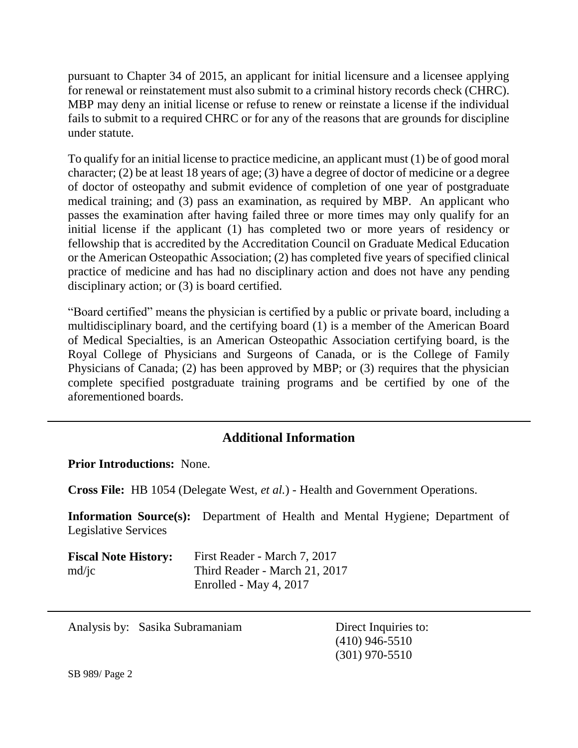pursuant to Chapter 34 of 2015, an applicant for initial licensure and a licensee applying for renewal or reinstatement must also submit to a criminal history records check (CHRC). MBP may deny an initial license or refuse to renew or reinstate a license if the individual fails to submit to a required CHRC or for any of the reasons that are grounds for discipline under statute.

To qualify for an initial license to practice medicine, an applicant must (1) be of good moral character; (2) be at least 18 years of age; (3) have a degree of doctor of medicine or a degree of doctor of osteopathy and submit evidence of completion of one year of postgraduate medical training; and (3) pass an examination, as required by MBP. An applicant who passes the examination after having failed three or more times may only qualify for an initial license if the applicant (1) has completed two or more years of residency or fellowship that is accredited by the Accreditation Council on Graduate Medical Education or the American Osteopathic Association; (2) has completed five years of specified clinical practice of medicine and has had no disciplinary action and does not have any pending disciplinary action; or (3) is board certified.

"Board certified" means the physician is certified by a public or private board, including a multidisciplinary board, and the certifying board (1) is a member of the American Board of Medical Specialties, is an American Osteopathic Association certifying board, is the Royal College of Physicians and Surgeons of Canada, or is the College of Family Physicians of Canada; (2) has been approved by MBP; or (3) requires that the physician complete specified postgraduate training programs and be certified by one of the aforementioned boards.

## Additional Information

**Prior Introductions:** None.

**Cross File:** HB 1054 (Delegate West, *et al.*) - Health and Government Operations.

**Information Source(s):** Department of Health and Mental Hygiene; Department of Legislative Services

| | |
|---|---|
| **Fiscal Note History:** | First Reader - March 7, 2017 |
| md/jc | Third Reader - March 21, 2017 |
| | Enrolled - May 4, 2017 |

Analysis by: Sasika Subramaniam

Direct Inquiries to:
(410) 946-5510
(301) 970-5510